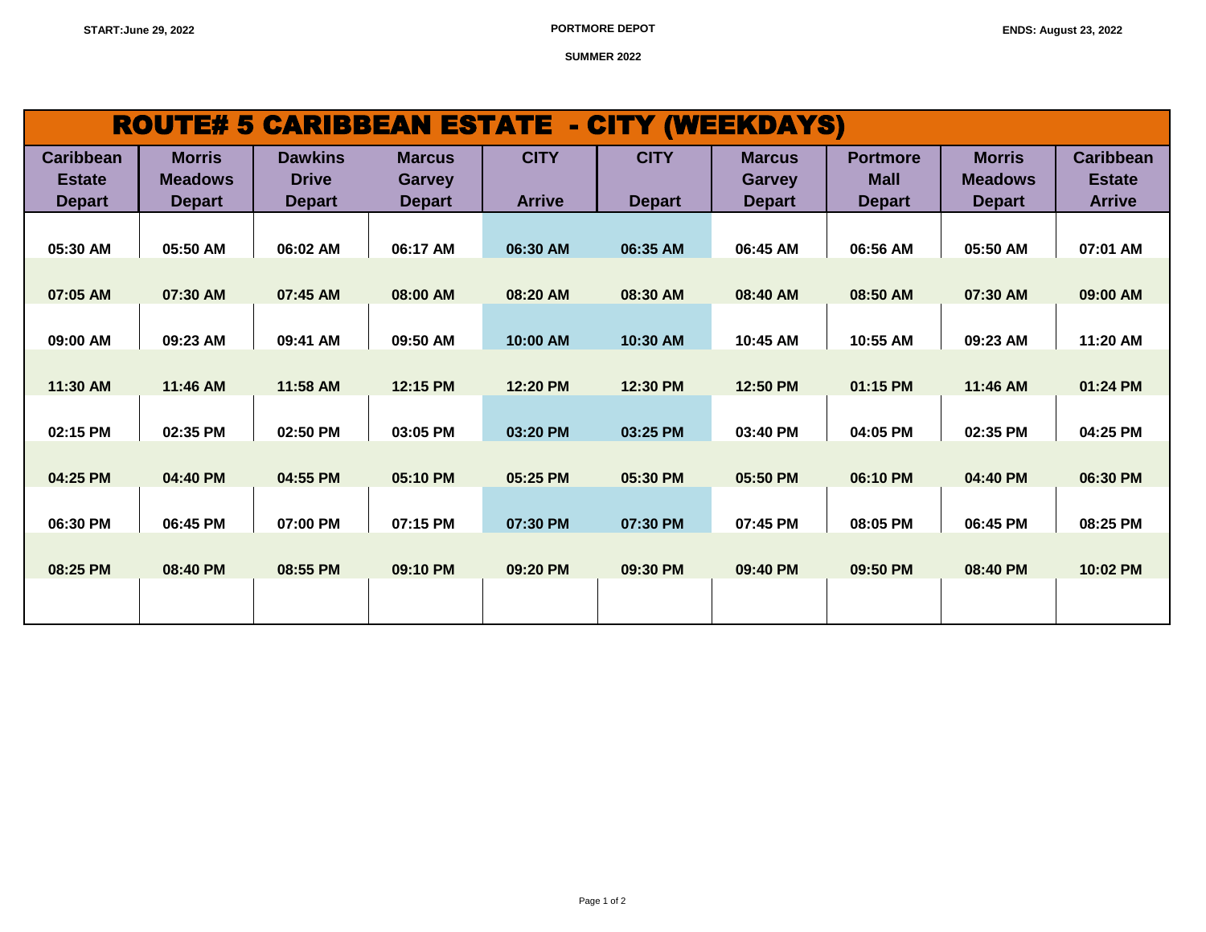START:June 29, 2022 | PORTMORE DEPOT | ENDS: August 23, 2022

SUMMER 2022

# ROUTE# 5 CARIBBEAN ESTATE - CITY (WEEKDAYS)

| Caribbean Estate Depart | Morris Meadows Depart | Dawkins Drive Depart | Marcus Garvey Depart | CITY Arrive | CITY Depart | Marcus Garvey Depart | Portmore Mall Depart | Morris Meadows Depart | Caribbean Estate Arrive |
|---|---|---|---|---|---|---|---|---|---|
| 05:30 AM | 05:50 AM | 06:02 AM | 06:17 AM | 06:30 AM | 06:35 AM | 06:45 AM | 06:56 AM | 05:50 AM | 07:01 AM |
| 07:05 AM | 07:30 AM | 07:45 AM | 08:00 AM | 08:20 AM | 08:30 AM | 08:40 AM | 08:50 AM | 07:30 AM | 09:00 AM |
| 09:00 AM | 09:23 AM | 09:41 AM | 09:50 AM | 10:00 AM | 10:30 AM | 10:45 AM | 10:55 AM | 09:23 AM | 11:20 AM |
| 11:30 AM | 11:46 AM | 11:58 AM | 12:15 PM | 12:20 PM | 12:30 PM | 12:50 PM | 01:15 PM | 11:46 AM | 01:24 PM |
| 02:15 PM | 02:35 PM | 02:50 PM | 03:05 PM | 03:20 PM | 03:25 PM | 03:40 PM | 04:05 PM | 02:35 PM | 04:25 PM |
| 04:25 PM | 04:40 PM | 04:55 PM | 05:10 PM | 05:25 PM | 05:30 PM | 05:50 PM | 06:10 PM | 04:40 PM | 06:30 PM |
| 06:30 PM | 06:45 PM | 07:00 PM | 07:15 PM | 07:30 PM | 07:30 PM | 07:45 PM | 08:05 PM | 06:45 PM | 08:25 PM |
| 08:25 PM | 08:40 PM | 08:55 PM | 09:10 PM | 09:20 PM | 09:30 PM | 09:40 PM | 09:50 PM | 08:40 PM | 10:02 PM |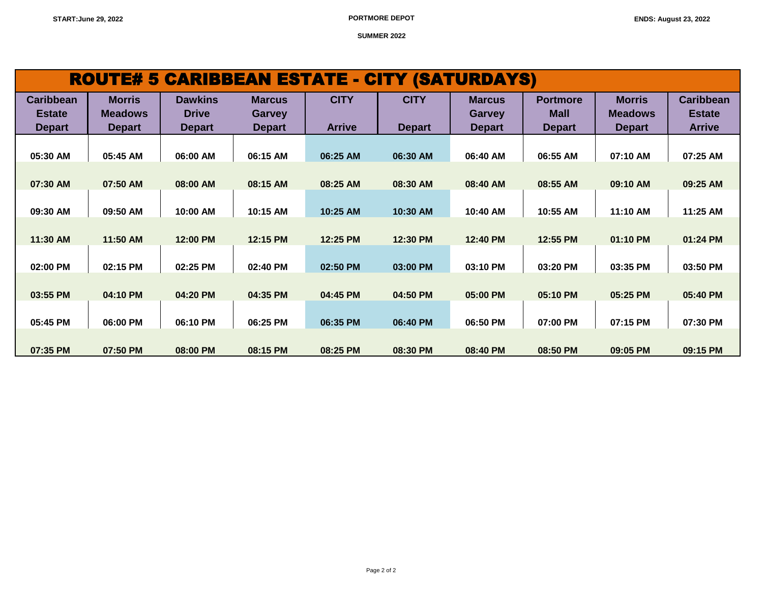START:June 29, 2022

PORTMORE DEPOT

ENDS: August 23, 2022

SUMMER 2022

# ROUTE# 5 CARIBBEAN ESTATE - CITY (SATURDAYS)

| Caribbean Estate Depart | Morris Meadows Depart | Dawkins Drive Depart | Marcus Garvey Depart | CITY Arrive | CITY Depart | Marcus Garvey Depart | Portmore Mall Depart | Morris Meadows Depart | Caribbean Estate Arrive |
|---|---|---|---|---|---|---|---|---|---|
| 05:30 AM | 05:45 AM | 06:00 AM | 06:15 AM | 06:25 AM | 06:30 AM | 06:40 AM | 06:55 AM | 07:10 AM | 07:25 AM |
| 07:30 AM | 07:50 AM | 08:00 AM | 08:15 AM | 08:25 AM | 08:30 AM | 08:40 AM | 08:55 AM | 09:10 AM | 09:25 AM |
| 09:30 AM | 09:50 AM | 10:00 AM | 10:15 AM | 10:25 AM | 10:30 AM | 10:40 AM | 10:55 AM | 11:10 AM | 11:25 AM |
| 11:30 AM | 11:50 AM | 12:00 PM | 12:15 PM | 12:25 PM | 12:30 PM | 12:40 PM | 12:55 PM | 01:10 PM | 01:24 PM |
| 02:00 PM | 02:15 PM | 02:25 PM | 02:40 PM | 02:50 PM | 03:00 PM | 03:10 PM | 03:20 PM | 03:35 PM | 03:50 PM |
| 03:55 PM | 04:10 PM | 04:20 PM | 04:35 PM | 04:45 PM | 04:50 PM | 05:00 PM | 05:10 PM | 05:25 PM | 05:40 PM |
| 05:45 PM | 06:00 PM | 06:10 PM | 06:25 PM | 06:35 PM | 06:40 PM | 06:50 PM | 07:00 PM | 07:15 PM | 07:30 PM |
| 07:35 PM | 07:50 PM | 08:00 PM | 08:15 PM | 08:25 PM | 08:30 PM | 08:40 PM | 08:50 PM | 09:05 PM | 09:15 PM |